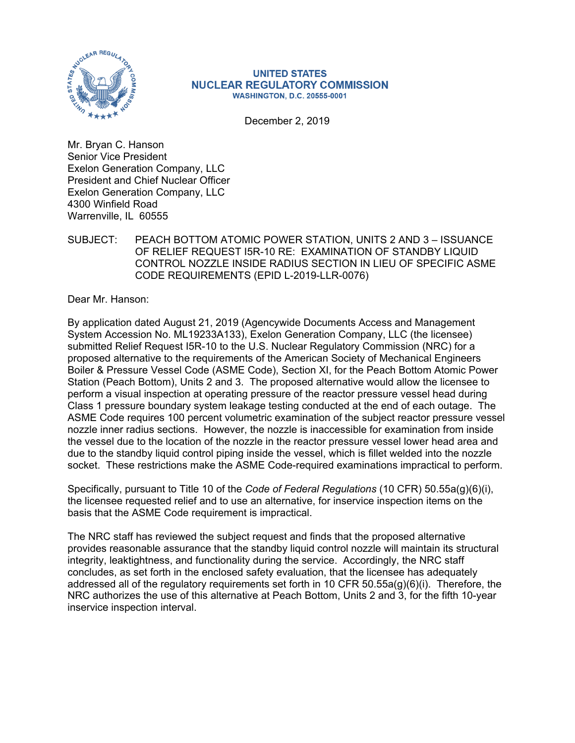**UNITED STATES**
**NUCLEAR REGULATORY COMMISSION**
**WASHINGTON, D.C. 20555-0001**

December 2, 2019

Mr. Bryan C. Hanson
Senior Vice President
Exelon Generation Company, LLC
President and Chief Nuclear Officer
Exelon Generation Company, LLC
4300 Winfield Road
Warrenville, IL 60555

SUBJECT: PEACH BOTTOM ATOMIC POWER STATION, UNITS 2 AND 3 – ISSUANCE OF RELIEF REQUEST I5R-10 RE: EXAMINATION OF STANDBY LIQUID CONTROL NOZZLE INSIDE RADIUS SECTION IN LIEU OF SPECIFIC ASME CODE REQUIREMENTS (EPID L-2019-LLR-0076)

Dear Mr. Hanson:

By application dated August 21, 2019 (Agencywide Documents Access and Management System Accession No. ML19233A133), Exelon Generation Company, LLC (the licensee) submitted Relief Request I5R-10 to the U.S. Nuclear Regulatory Commission (NRC) for a proposed alternative to the requirements of the American Society of Mechanical Engineers Boiler & Pressure Vessel Code (ASME Code), Section XI, for the Peach Bottom Atomic Power Station (Peach Bottom), Units 2 and 3. The proposed alternative would allow the licensee to perform a visual inspection at operating pressure of the reactor pressure vessel head during Class 1 pressure boundary system leakage testing conducted at the end of each outage. The ASME Code requires 100 percent volumetric examination of the subject reactor pressure vessel nozzle inner radius sections. However, the nozzle is inaccessible for examination from inside the vessel due to the location of the nozzle in the reactor pressure vessel lower head area and due to the standby liquid control piping inside the vessel, which is fillet welded into the nozzle socket. These restrictions make the ASME Code-required examinations impractical to perform.

Specifically, pursuant to Title 10 of the *Code of Federal Regulations* (10 CFR) 50.55a(g)(6)(i), the licensee requested relief and to use an alternative, for inservice inspection items on the basis that the ASME Code requirement is impractical.

The NRC staff has reviewed the subject request and finds that the proposed alternative provides reasonable assurance that the standby liquid control nozzle will maintain its structural integrity, leaktightness, and functionality during the service. Accordingly, the NRC staff concludes, as set forth in the enclosed safety evaluation, that the licensee has adequately addressed all of the regulatory requirements set forth in 10 CFR 50.55a(g)(6)(i). Therefore, the NRC authorizes the use of this alternative at Peach Bottom, Units 2 and 3, for the fifth 10-year inservice inspection interval.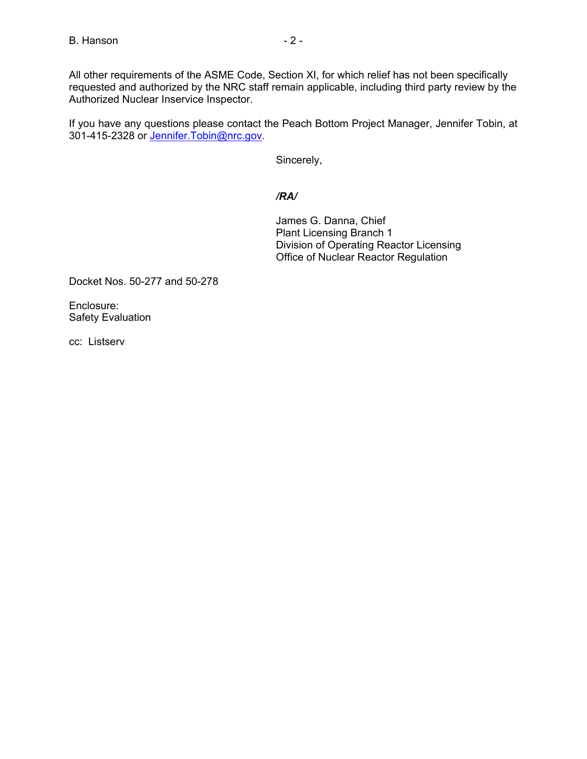All other requirements of the ASME Code, Section XI, for which relief has not been specifically requested and authorized by the NRC staff remain applicable, including third party review by the Authorized Nuclear Inservice Inspector.

If you have any questions please contact the Peach Bottom Project Manager, Jennifer Tobin, at 301-415-2328 or Jennifer.Tobin@nrc.gov.

Sincerely,

*/RA/*

James G. Danna, Chief
Plant Licensing Branch 1
Division of Operating Reactor Licensing
Office of Nuclear Reactor Regulation

Docket Nos. 50-277 and 50-278

Enclosure:
Safety Evaluation

cc: Listserv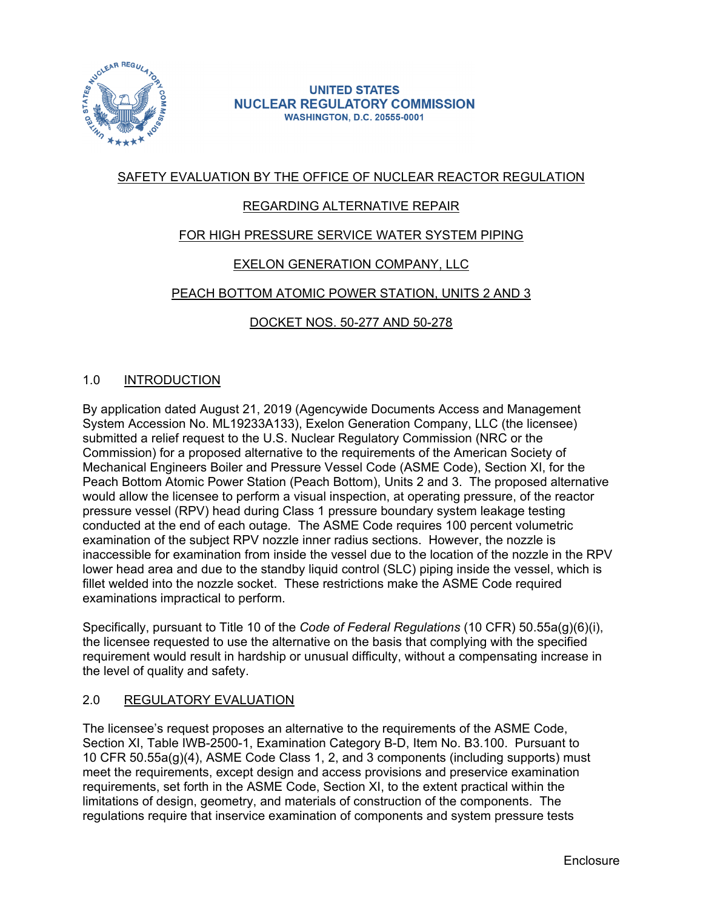UNITED STATES
NUCLEAR REGULATORY COMMISSION
WASHINGTON, D.C. 20555-0001

SAFETY EVALUATION BY THE OFFICE OF NUCLEAR REACTOR REGULATION

REGARDING ALTERNATIVE REPAIR

FOR HIGH PRESSURE SERVICE WATER SYSTEM PIPING

EXELON GENERATION COMPANY, LLC

PEACH BOTTOM ATOMIC POWER STATION, UNITS 2 AND 3

DOCKET NOS. 50-277 AND 50-278

## 1.0 INTRODUCTION

By application dated August 21, 2019 (Agencywide Documents Access and Management System Accession No. ML19233A133), Exelon Generation Company, LLC (the licensee) submitted a relief request to the U.S. Nuclear Regulatory Commission (NRC or the Commission) for a proposed alternative to the requirements of the American Society of Mechanical Engineers Boiler and Pressure Vessel Code (ASME Code), Section XI, for the Peach Bottom Atomic Power Station (Peach Bottom), Units 2 and 3. The proposed alternative would allow the licensee to perform a visual inspection, at operating pressure, of the reactor pressure vessel (RPV) head during Class 1 pressure boundary system leakage testing conducted at the end of each outage. The ASME Code requires 100 percent volumetric examination of the subject RPV nozzle inner radius sections. However, the nozzle is inaccessible for examination from inside the vessel due to the location of the nozzle in the RPV lower head area and due to the standby liquid control (SLC) piping inside the vessel, which is fillet welded into the nozzle socket. These restrictions make the ASME Code required examinations impractical to perform.

Specifically, pursuant to Title 10 of the *Code of Federal Regulations* (10 CFR) 50.55a(g)(6)(i), the licensee requested to use the alternative on the basis that complying with the specified requirement would result in hardship or unusual difficulty, without a compensating increase in the level of quality and safety.

## 2.0 REGULATORY EVALUATION

The licensee's request proposes an alternative to the requirements of the ASME Code, Section XI, Table IWB-2500-1, Examination Category B-D, Item No. B3.100. Pursuant to 10 CFR 50.55a(g)(4), ASME Code Class 1, 2, and 3 components (including supports) must meet the requirements, except design and access provisions and preservice examination requirements, set forth in the ASME Code, Section XI, to the extent practical within the limitations of design, geometry, and materials of construction of the components. The regulations require that inservice examination of components and system pressure tests

Enclosure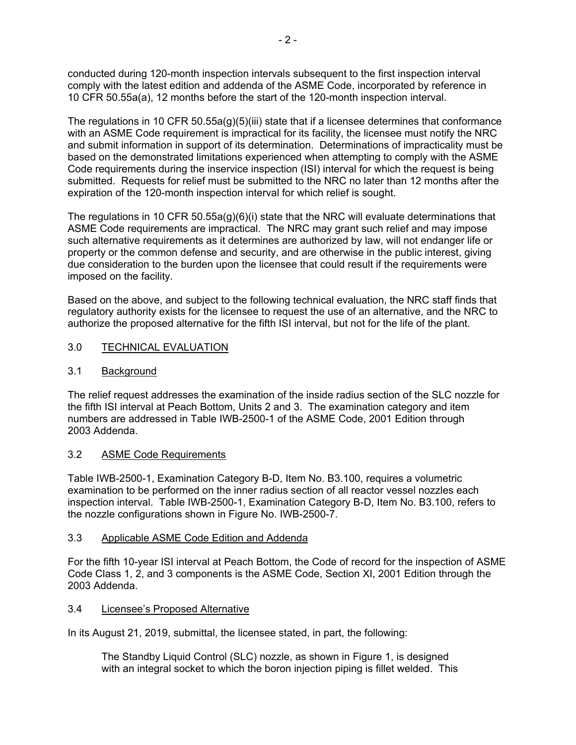conducted during 120-month inspection intervals subsequent to the first inspection interval comply with the latest edition and addenda of the ASME Code, incorporated by reference in 10 CFR 50.55a(a), 12 months before the start of the 120-month inspection interval.

The regulations in 10 CFR 50.55a(g)(5)(iii) state that if a licensee determines that conformance with an ASME Code requirement is impractical for its facility, the licensee must notify the NRC and submit information in support of its determination. Determinations of impracticality must be based on the demonstrated limitations experienced when attempting to comply with the ASME Code requirements during the inservice inspection (ISI) interval for which the request is being submitted. Requests for relief must be submitted to the NRC no later than 12 months after the expiration of the 120-month inspection interval for which relief is sought.

The regulations in 10 CFR 50.55a(g)(6)(i) state that the NRC will evaluate determinations that ASME Code requirements are impractical. The NRC may grant such relief and may impose such alternative requirements as it determines are authorized by law, will not endanger life or property or the common defense and security, and are otherwise in the public interest, giving due consideration to the burden upon the licensee that could result if the requirements were imposed on the facility.

Based on the above, and subject to the following technical evaluation, the NRC staff finds that regulatory authority exists for the licensee to request the use of an alternative, and the NRC to authorize the proposed alternative for the fifth ISI interval, but not for the life of the plant.

## 3.0 TECHNICAL EVALUATION

### 3.1 Background

The relief request addresses the examination of the inside radius section of the SLC nozzle for the fifth ISI interval at Peach Bottom, Units 2 and 3. The examination category and item numbers are addressed in Table IWB-2500-1 of the ASME Code, 2001 Edition through 2003 Addenda.

### 3.2 ASME Code Requirements

Table IWB-2500-1, Examination Category B-D, Item No. B3.100, requires a volumetric examination to be performed on the inner radius section of all reactor vessel nozzles each inspection interval. Table IWB-2500-1, Examination Category B-D, Item No. B3.100, refers to the nozzle configurations shown in Figure No. IWB-2500-7.

### 3.3 Applicable ASME Code Edition and Addenda

For the fifth 10-year ISI interval at Peach Bottom, the Code of record for the inspection of ASME Code Class 1, 2, and 3 components is the ASME Code, Section XI, 2001 Edition through the 2003 Addenda.

### 3.4 Licensee's Proposed Alternative

In its August 21, 2019, submittal, the licensee stated, in part, the following:

> The Standby Liquid Control (SLC) nozzle, as shown in Figure 1, is designed with an integral socket to which the boron injection piping is fillet welded. This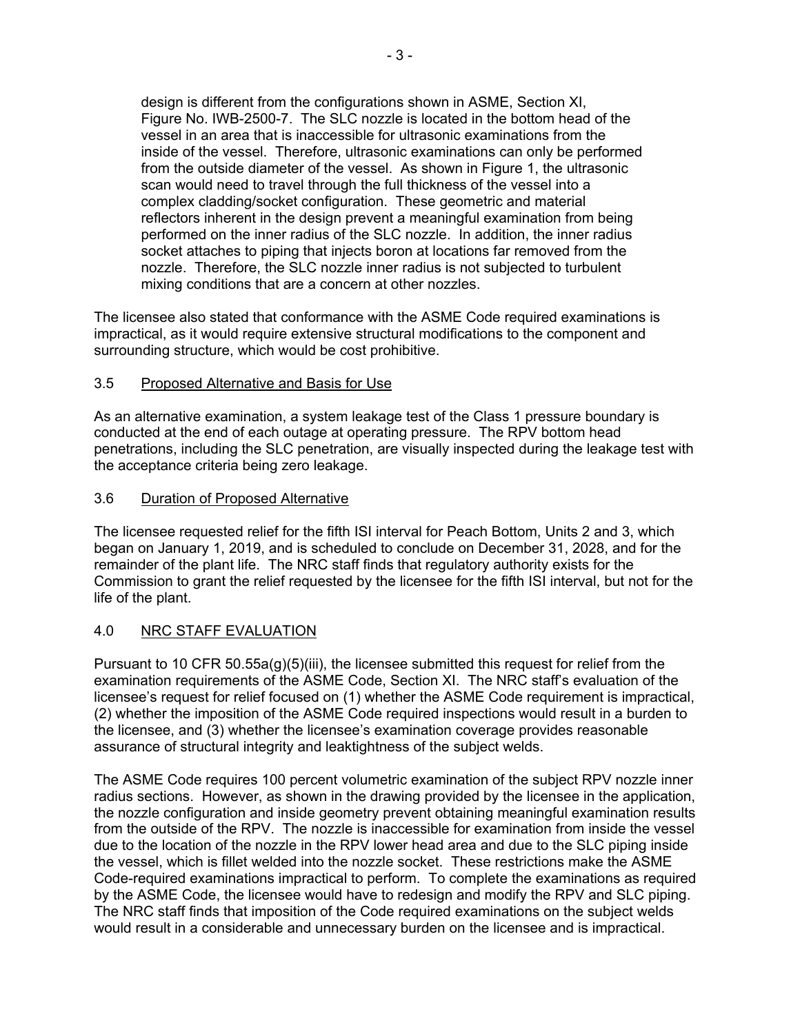design is different from the configurations shown in ASME, Section XI, Figure No. IWB-2500-7. The SLC nozzle is located in the bottom head of the vessel in an area that is inaccessible for ultrasonic examinations from the inside of the vessel. Therefore, ultrasonic examinations can only be performed from the outside diameter of the vessel. As shown in Figure 1, the ultrasonic scan would need to travel through the full thickness of the vessel into a complex cladding/socket configuration. These geometric and material reflectors inherent in the design prevent a meaningful examination from being performed on the inner radius of the SLC nozzle. In addition, the inner radius socket attaches to piping that injects boron at locations far removed from the nozzle. Therefore, the SLC nozzle inner radius is not subjected to turbulent mixing conditions that are a concern at other nozzles.

The licensee also stated that conformance with the ASME Code required examinations is impractical, as it would require extensive structural modifications to the component and surrounding structure, which would be cost prohibitive.

### 3.5 Proposed Alternative and Basis for Use

As an alternative examination, a system leakage test of the Class 1 pressure boundary is conducted at the end of each outage at operating pressure. The RPV bottom head penetrations, including the SLC penetration, are visually inspected during the leakage test with the acceptance criteria being zero leakage.

### 3.6 Duration of Proposed Alternative

The licensee requested relief for the fifth ISI interval for Peach Bottom, Units 2 and 3, which began on January 1, 2019, and is scheduled to conclude on December 31, 2028, and for the remainder of the plant life. The NRC staff finds that regulatory authority exists for the Commission to grant the relief requested by the licensee for the fifth ISI interval, but not for the life of the plant.

## 4.0 NRC STAFF EVALUATION

Pursuant to 10 CFR 50.55a(g)(5)(iii), the licensee submitted this request for relief from the examination requirements of the ASME Code, Section XI. The NRC staff's evaluation of the licensee's request for relief focused on (1) whether the ASME Code requirement is impractical, (2) whether the imposition of the ASME Code required inspections would result in a burden to the licensee, and (3) whether the licensee's examination coverage provides reasonable assurance of structural integrity and leaktightness of the subject welds.

The ASME Code requires 100 percent volumetric examination of the subject RPV nozzle inner radius sections. However, as shown in the drawing provided by the licensee in the application, the nozzle configuration and inside geometry prevent obtaining meaningful examination results from the outside of the RPV. The nozzle is inaccessible for examination from inside the vessel due to the location of the nozzle in the RPV lower head area and due to the SLC piping inside the vessel, which is fillet welded into the nozzle socket. These restrictions make the ASME Code-required examinations impractical to perform. To complete the examinations as required by the ASME Code, the licensee would have to redesign and modify the RPV and SLC piping. The NRC staff finds that imposition of the Code required examinations on the subject welds would result in a considerable and unnecessary burden on the licensee and is impractical.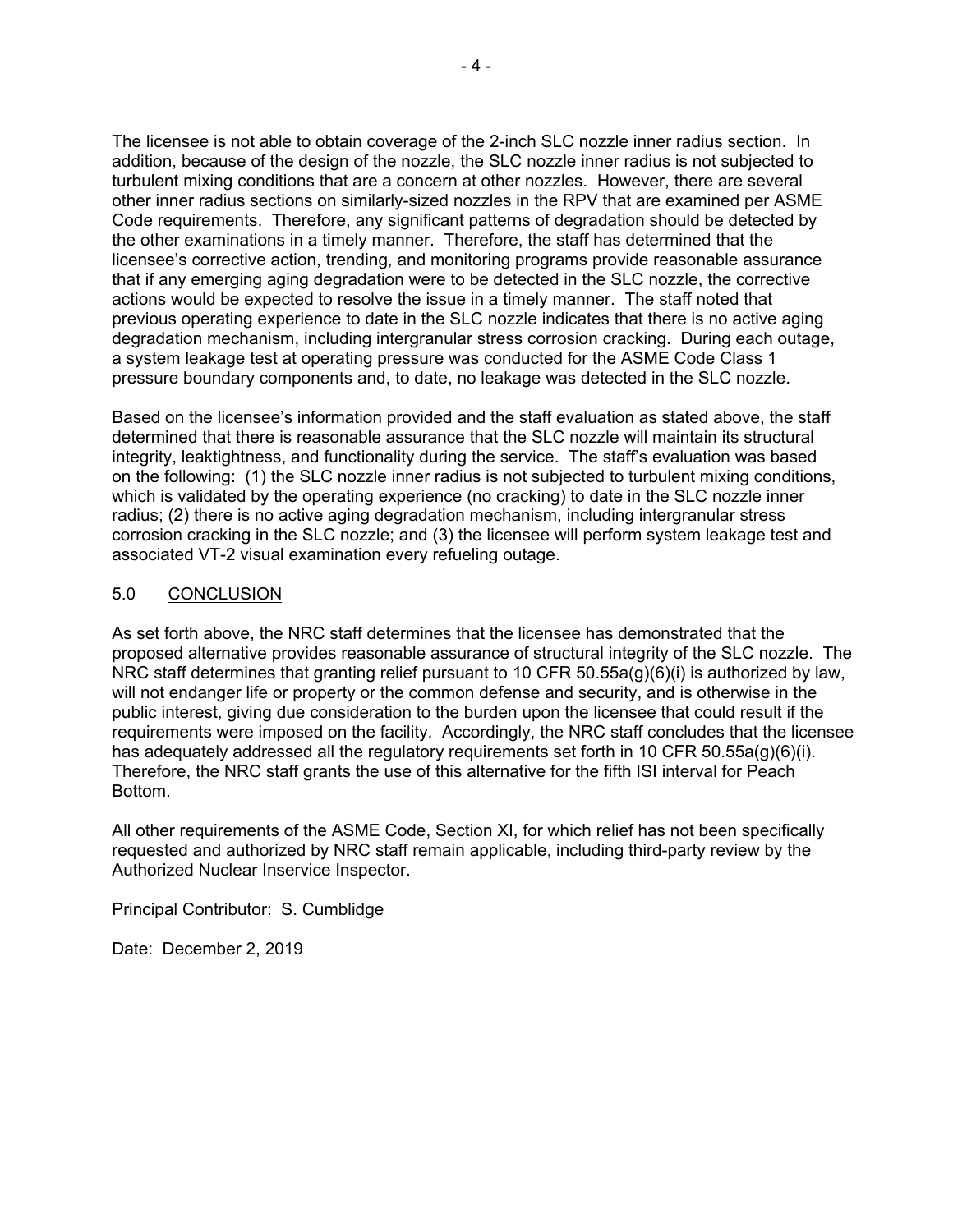The licensee is not able to obtain coverage of the 2-inch SLC nozzle inner radius section. In addition, because of the design of the nozzle, the SLC nozzle inner radius is not subjected to turbulent mixing conditions that are a concern at other nozzles. However, there are several other inner radius sections on similarly-sized nozzles in the RPV that are examined per ASME Code requirements. Therefore, any significant patterns of degradation should be detected by the other examinations in a timely manner. Therefore, the staff has determined that the licensee's corrective action, trending, and monitoring programs provide reasonable assurance that if any emerging aging degradation were to be detected in the SLC nozzle, the corrective actions would be expected to resolve the issue in a timely manner. The staff noted that previous operating experience to date in the SLC nozzle indicates that there is no active aging degradation mechanism, including intergranular stress corrosion cracking. During each outage, a system leakage test at operating pressure was conducted for the ASME Code Class 1 pressure boundary components and, to date, no leakage was detected in the SLC nozzle.

Based on the licensee's information provided and the staff evaluation as stated above, the staff determined that there is reasonable assurance that the SLC nozzle will maintain its structural integrity, leaktightness, and functionality during the service. The staff's evaluation was based on the following: (1) the SLC nozzle inner radius is not subjected to turbulent mixing conditions, which is validated by the operating experience (no cracking) to date in the SLC nozzle inner radius; (2) there is no active aging degradation mechanism, including intergranular stress corrosion cracking in the SLC nozzle; and (3) the licensee will perform system leakage test and associated VT-2 visual examination every refueling outage.

## 5.0 CONCLUSION

As set forth above, the NRC staff determines that the licensee has demonstrated that the proposed alternative provides reasonable assurance of structural integrity of the SLC nozzle. The NRC staff determines that granting relief pursuant to 10 CFR 50.55a(g)(6)(i) is authorized by law, will not endanger life or property or the common defense and security, and is otherwise in the public interest, giving due consideration to the burden upon the licensee that could result if the requirements were imposed on the facility. Accordingly, the NRC staff concludes that the licensee has adequately addressed all the regulatory requirements set forth in 10 CFR 50.55a(g)(6)(i). Therefore, the NRC staff grants the use of this alternative for the fifth ISI interval for Peach Bottom.

All other requirements of the ASME Code, Section XI, for which relief has not been specifically requested and authorized by NRC staff remain applicable, including third-party review by the Authorized Nuclear Inservice Inspector.

Principal Contributor: S. Cumblidge

Date: December 2, 2019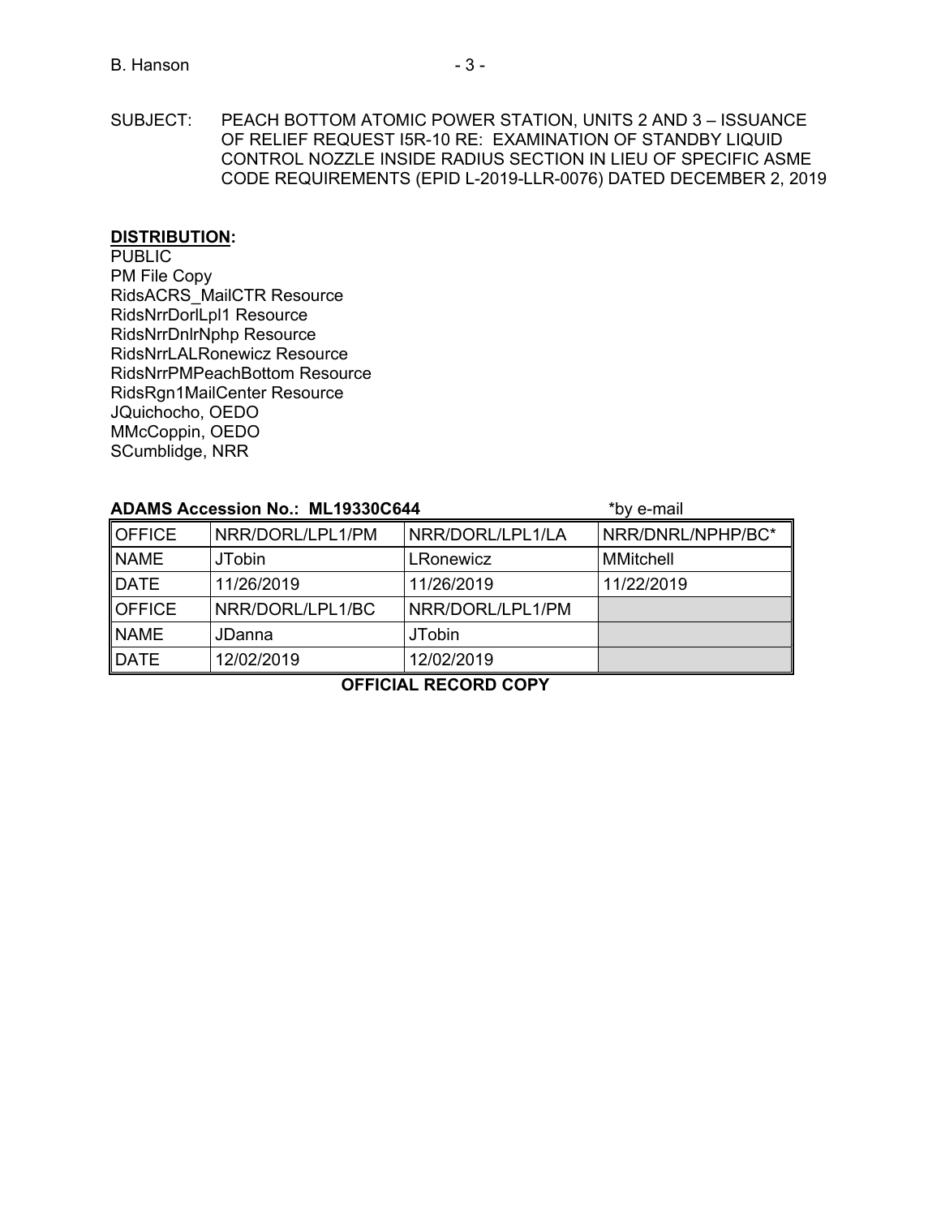SUBJECT: PEACH BOTTOM ATOMIC POWER STATION, UNITS 2 AND 3 – ISSUANCE OF RELIEF REQUEST I5R-10 RE: EXAMINATION OF STANDBY LIQUID CONTROL NOZZLE INSIDE RADIUS SECTION IN LIEU OF SPECIFIC ASME CODE REQUIREMENTS (EPID L-2019-LLR-0076) DATED DECEMBER 2, 2019

**DISTRIBUTION:**
PUBLIC
PM File Copy
RidsACRS_MailCTR Resource
RidsNrrDorlLpl1 Resource
RidsNrrDnlrNphp Resource
RidsNrrLALRonewicz Resource
RidsNrrPMPeachBottom Resource
RidsRgn1MailCenter Resource
JQuichocho, OEDO
MMcCoppin, OEDO
SCumblidge, NRR

**ADAMS Accession No.: ML19330C644** *by e-mail

| | | | |
|---|---|---|---|
| OFFICE | NRR/DORL/LPL1/PM | NRR/DORL/LPL1/LA | NRR/DNRL/NPHP/BC* |
| NAME | JTobin | LRonewicz | MMitchell |
| DATE | 11/26/2019 | 11/26/2019 | 11/22/2019 |
| OFFICE | NRR/DORL/LPL1/BC | NRR/DORL/LPL1/PM | |
| NAME | JDanna | JTobin | |
| DATE | 12/02/2019 | 12/02/2019 | |

**OFFICIAL RECORD COPY**